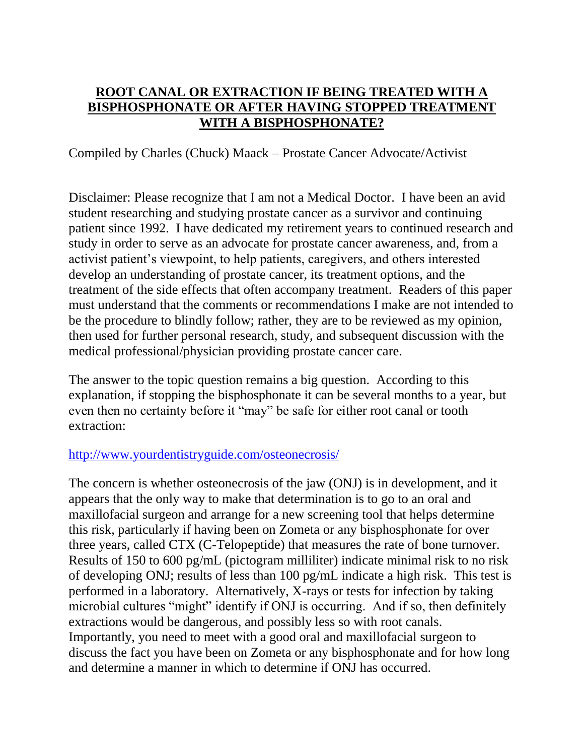# ROOT CANAL OR EXTRACTION IF BEING TREATED WITH A BISPHOSPHONATE OR AFTER HAVING STOPPED TREATMENT WITH A BISPHOSPHONATE?

Compiled by Charles (Chuck) Maack – Prostate Cancer Advocate/Activist

Disclaimer: Please recognize that I am not a Medical Doctor. I have been an avid student researching and studying prostate cancer as a survivor and continuing patient since 1992. I have dedicated my retirement years to continued research and study in order to serve as an advocate for prostate cancer awareness, and, from a activist patient's viewpoint, to help patients, caregivers, and others interested develop an understanding of prostate cancer, its treatment options, and the treatment of the side effects that often accompany treatment. Readers of this paper must understand that the comments or recommendations I make are not intended to be the procedure to blindly follow; rather, they are to be reviewed as my opinion, then used for further personal research, study, and subsequent discussion with the medical professional/physician providing prostate cancer care.

The answer to the topic question remains a big question. According to this explanation, if stopping the bisphosphonate it can be several months to a year, but even then no certainty before it "may" be safe for either root canal or tooth extraction:

http://www.yourdentistryguide.com/osteonecrosis/

The concern is whether osteonecrosis of the jaw (ONJ) is in development, and it appears that the only way to make that determination is to go to an oral and maxillofacial surgeon and arrange for a new screening tool that helps determine this risk, particularly if having been on Zometa or any bisphosphonate for over three years, called CTX (C-Telopeptide) that measures the rate of bone turnover. Results of 150 to 600 pg/mL (pictogram milliliter) indicate minimal risk to no risk of developing ONJ; results of less than 100 pg/mL indicate a high risk. This test is performed in a laboratory. Alternatively, X-rays or tests for infection by taking microbial cultures "might" identify if ONJ is occurring. And if so, then definitely extractions would be dangerous, and possibly less so with root canals. Importantly, you need to meet with a good oral and maxillofacial surgeon to discuss the fact you have been on Zometa or any bisphosphonate and for how long and determine a manner in which to determine if ONJ has occurred.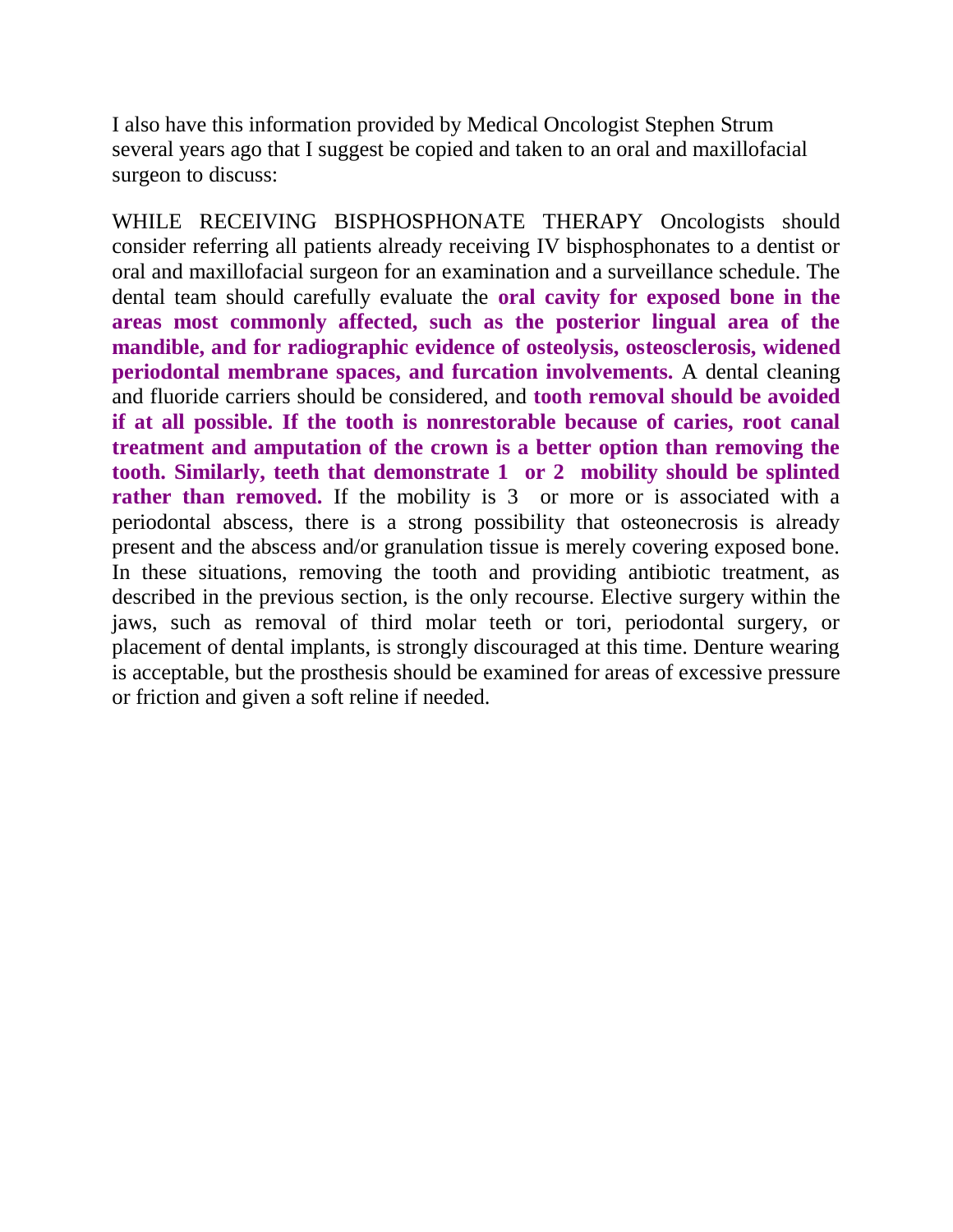I also have this information provided by Medical Oncologist Stephen Strum several years ago that I suggest be copied and taken to an oral and maxillofacial surgeon to discuss:

WHILE RECEIVING BISPHOSPHONATE THERAPY Oncologists should consider referring all patients already receiving IV bisphosphonates to a dentist or oral and maxillofacial surgeon for an examination and a surveillance schedule. The dental team should carefully evaluate the **oral cavity for exposed bone in the areas most commonly affected, such as the posterior lingual area of the mandible, and for radiographic evidence of osteolysis, osteosclerosis, widened periodontal membrane spaces, and furcation involvements.** A dental cleaning and fluoride carriers should be considered, and **tooth removal should be avoided if at all possible. If the tooth is nonrestorable because of caries, root canal treatment and amputation of the crown is a better option than removing the tooth. Similarly, teeth that demonstrate 1 or 2 mobility should be splinted rather than removed.** If the mobility is 3 or more or is associated with a periodontal abscess, there is a strong possibility that osteonecrosis is already present and the abscess and/or granulation tissue is merely covering exposed bone. In these situations, removing the tooth and providing antibiotic treatment, as described in the previous section, is the only recourse. Elective surgery within the jaws, such as removal of third molar teeth or tori, periodontal surgery, or placement of dental implants, is strongly discouraged at this time. Denture wearing is acceptable, but the prosthesis should be examined for areas of excessive pressure or friction and given a soft reline if needed.